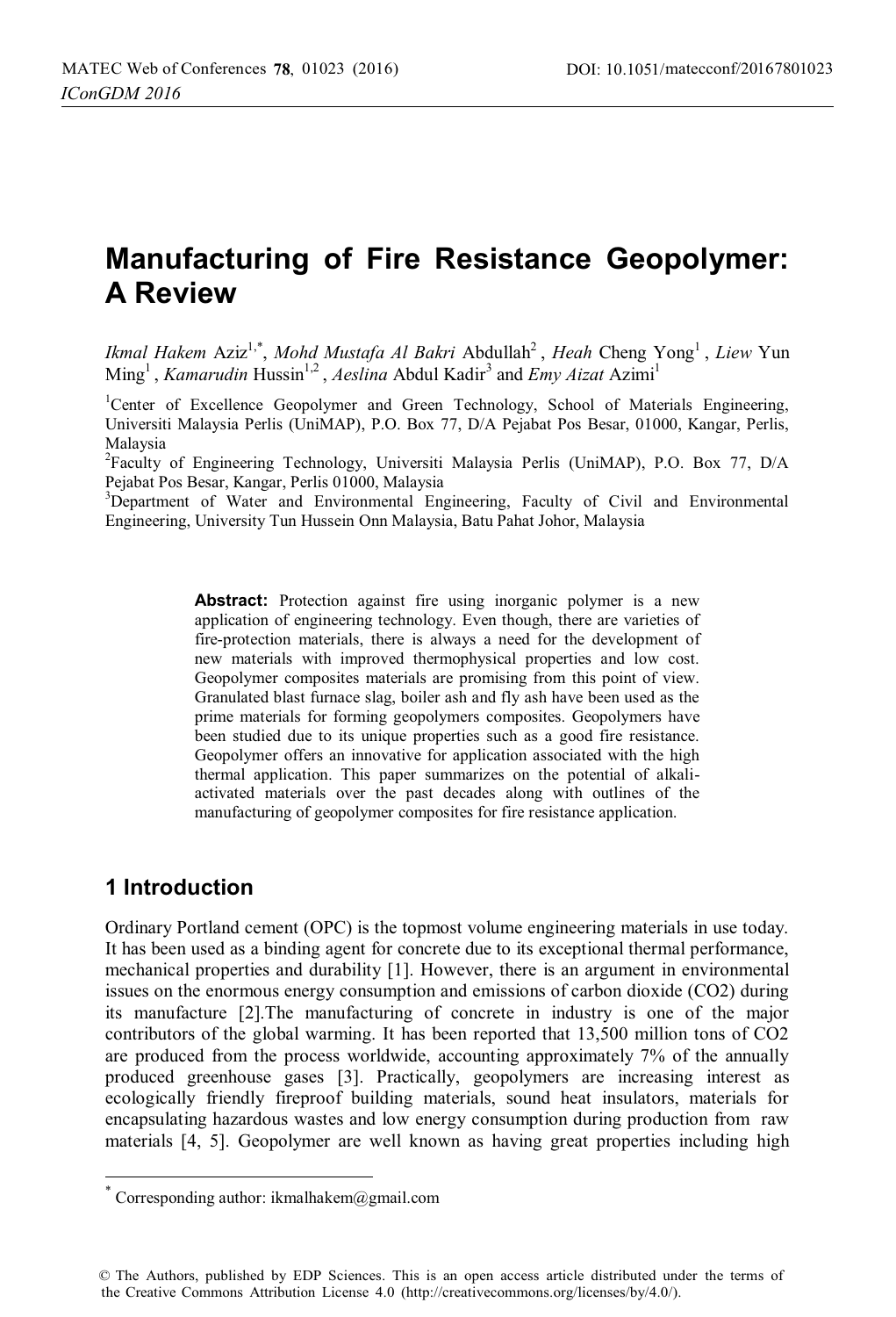# Manufacturing of Fire Resistance Geopolymer: A Review

*Ikmal Hakem* Aziz[1,*], *Mohd Mustafa Al Bakri* Abdullah[2] , *Heah* Cheng Yong[1] , *Liew* Yun Ming[1] , *Kamarudin* Hussin[1,2] , *Aeslina* Abdul Kadir[3] and *Emy Aizat* Azimi[1]

[1]Center of Excellence Geopolymer and Green Technology, School of Materials Engineering, Universiti Malaysia Perlis (UniMAP), P.O. Box 77, D/A Pejabat Pos Besar, 01000, Kangar, Perlis, Malaysia

[2]Faculty of Engineering Technology, Universiti Malaysia Perlis (UniMAP), P.O. Box 77, D/A Pejabat Pos Besar, Kangar, Perlis 01000, Malaysia

[3]Department of Water and Environmental Engineering, Faculty of Civil and Environmental Engineering, University Tun Hussein Onn Malaysia, Batu Pahat Johor, Malaysia

**Abstract:** Protection against fire using inorganic polymer is a new application of engineering technology. Even though, there are varieties of fire-protection materials, there is always a need for the development of new materials with improved thermophysical properties and low cost. Geopolymer composites materials are promising from this point of view. Granulated blast furnace slag, boiler ash and fly ash have been used as the prime materials for forming geopolymers composites. Geopolymers have been studied due to its unique properties such as a good fire resistance. Geopolymer offers an innovative for application associated with the high thermal application. This paper summarizes on the potential of alkali-activated materials over the past decades along with outlines of the manufacturing of geopolymer composites for fire resistance application.

## 1 Introduction

Ordinary Portland cement (OPC) is the topmost volume engineering materials in use today. It has been used as a binding agent for concrete due to its exceptional thermal performance, mechanical properties and durability [1]. However, there is an argument in environmental issues on the enormous energy consumption and emissions of carbon dioxide ($CO_2$) during its manufacture [2].The manufacturing of concrete in industry is one of the major contributors of the global warming. It has been reported that 13,500 million tons of $CO_2$ are produced from the process worldwide, accounting approximately 7% of the annually produced greenhouse gases [3]. Practically, geopolymers are increasing interest as ecologically friendly fireproof building materials, sound heat insulators, materials for encapsulating hazardous wastes and low energy consumption during production from raw materials [4, 5]. Geopolymer are well known as having great properties including high

* Corresponding author: ikmalhakem@gmail.com

© The Authors, published by EDP Sciences. This is an open access article distributed under the terms of the Creative Commons Attribution License 4.0 (http://creativecommons.org/licenses/by/4.0/).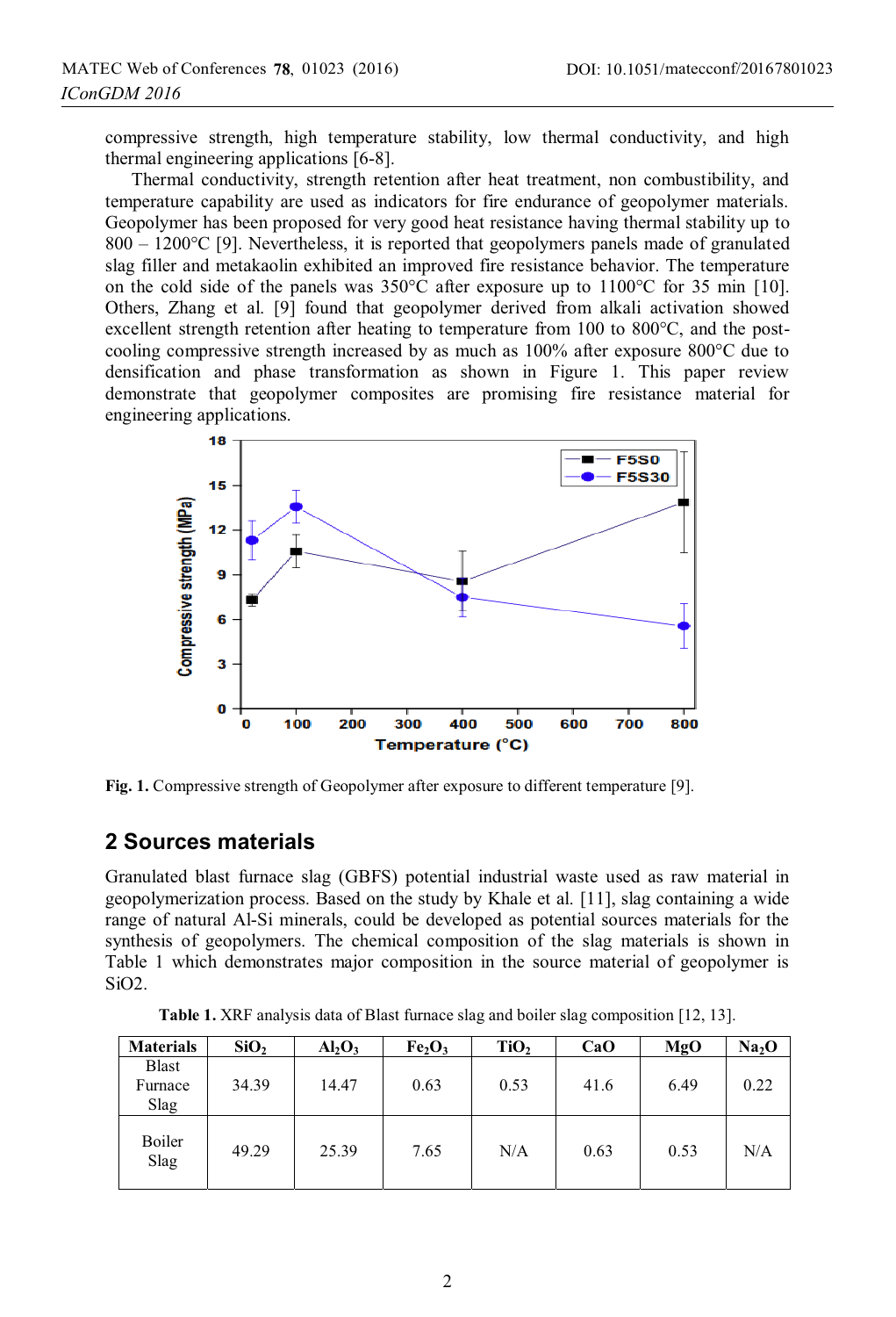compressive strength, high temperature stability, low thermal conductivity, and high thermal engineering applications [6-8].

Thermal conductivity, strength retention after heat treatment, non combustibility, and temperature capability are used as indicators for fire endurance of geopolymer materials. Geopolymer has been proposed for very good heat resistance having thermal stability up to 800 – 1200°C [9]. Nevertheless, it is reported that geopolymers panels made of granulated slag filler and metakaolin exhibited an improved fire resistance behavior. The temperature on the cold side of the panels was 350°C after exposure up to 1100°C for 35 min [10]. Others, Zhang et al. [9] found that geopolymer derived from alkali activation showed excellent strength retention after heating to temperature from 100 to 800°C, and the post-cooling compressive strength increased by as much as 100% after exposure 800°C due to densification and phase transformation as shown in Figure 1. This paper review demonstrate that geopolymer composites are promising fire resistance material for engineering applications.

**Fig. 1.** Compressive strength of Geopolymer after exposure to different temperature [9].

## 2 Sources materials

Granulated blast furnace slag (GBFS) potential industrial waste used as raw material in geopolymerization process. Based on the study by Khale et al. [11], slag containing a wide range of natural Al-Si minerals, could be developed as potential sources materials for the synthesis of geopolymers. The chemical composition of the slag materials is shown in Table 1 which demonstrates major composition in the source material of geopolymer is SiO2.

**Table 1.** XRF analysis data of Blast furnace slag and boiler slag composition [12, 13].

| Materials | $SiO_2$ | $Al_2O_3$ | $Fe_2O_3$ | $TiO_2$ | CaO | MgO | $Na_2O$ |
|---|---|---|---|---|---|---|---|
| Blast Furnace Slag | 34.39 | 14.47 | 0.63 | 0.53 | 41.6 | 6.49 | 0.22 |
| Boiler Slag | 49.29 | 25.39 | 7.65 | N/A | 0.63 | 0.53 | N/A |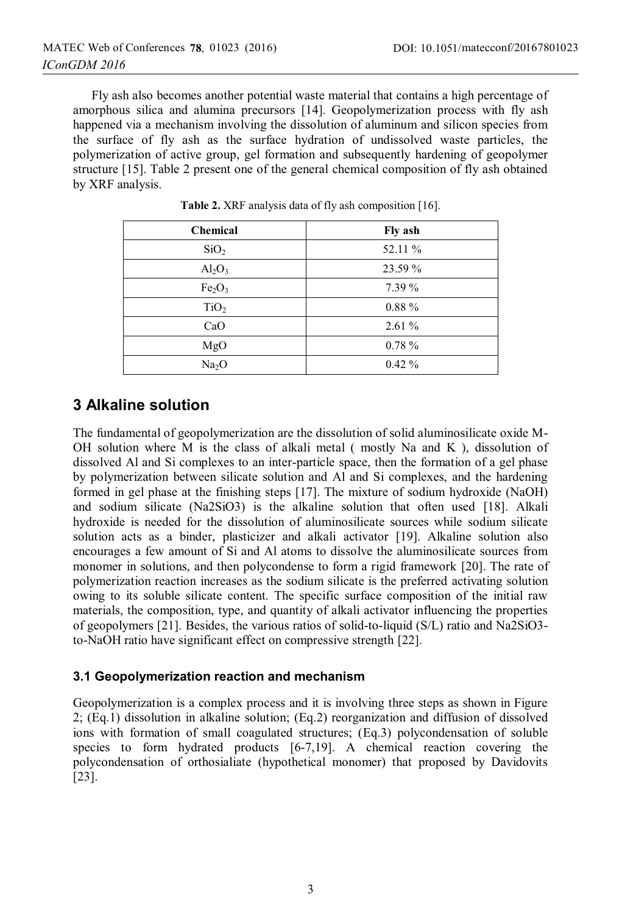Fly ash also becomes another potential waste material that contains a high percentage of amorphous silica and alumina precursors [14]. Geopolymerization process with fly ash happened via a mechanism involving the dissolution of aluminum and silicon species from the surface of fly ash as the surface hydration of undissolved waste particles, the polymerization of active group, gel formation and subsequently hardening of geopolymer structure [15]. Table 2 present one of the general chemical composition of fly ash obtained by XRF analysis.

**Table 2.** XRF analysis data of fly ash composition [16].

| Chemical | Fly ash |
|---|---|
| $SiO_2$ | 52.11 % |
| $Al_2O_3$ | 23.59 % |
| $Fe_2O_3$ | 7.39 % |
| $TiO_2$ | 0.88 % |
| CaO | 2.61 % |
| MgO | 0.78 % |
| $Na_2O$ | 0.42 % |

## 3 Alkaline solution

The fundamental of geopolymerization are the dissolution of solid aluminosilicate oxide M-OH solution where M is the class of alkali metal ( mostly Na and K ), dissolution of dissolved Al and Si complexes to an inter-particle space, then the formation of a gel phase by polymerization between silicate solution and Al and Si complexes, and the hardening formed in gel phase at the finishing steps [17]. The mixture of sodium hydroxide (NaOH) and sodium silicate (Na2SiO3) is the alkaline solution that often used [18]. Alkali hydroxide is needed for the dissolution of aluminosilicate sources while sodium silicate solution acts as a binder, plasticizer and alkali activator [19]. Alkaline solution also encourages a few amount of Si and Al atoms to dissolve the aluminosilicate sources from monomer in solutions, and then polycondense to form a rigid framework [20]. The rate of polymerization reaction increases as the sodium silicate is the preferred activating solution owing to its soluble silicate content. The specific surface composition of the initial raw materials, the composition, type, and quantity of alkali activator influencing the properties of geopolymers [21]. Besides, the various ratios of solid-to-liquid (S/L) ratio and Na2SiO3-to-NaOH ratio have significant effect on compressive strength [22].

### 3.1 Geopolymerization reaction and mechanism

Geopolymerization is a complex process and it is involving three steps as shown in Figure 2; (Eq.1) dissolution in alkaline solution; (Eq.2) reorganization and diffusion of dissolved ions with formation of small coagulated structures; (Eq.3) polycondensation of soluble species to form hydrated products [6-7,19]. A chemical reaction covering the polycondensation of orthosialiate (hypothetical monomer) that proposed by Davidovits [23].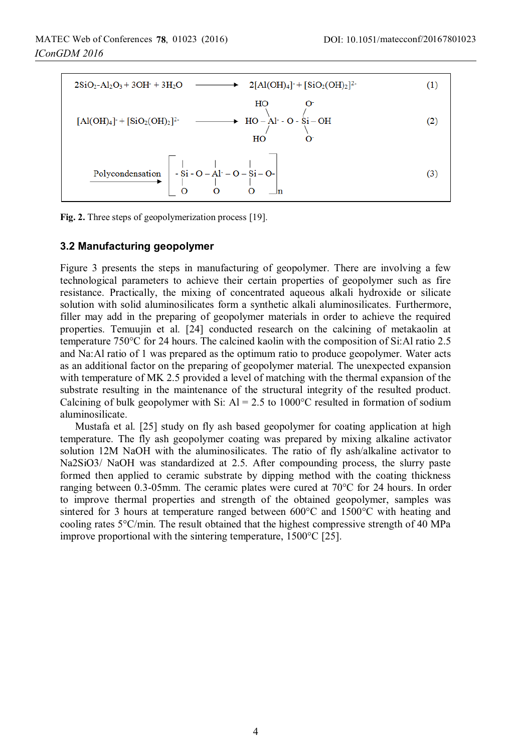$$2SiO_2\text{-}Al_2O_3 + 3OH^- + 3H_2O \longrightarrow 2[Al(OH)_4]^- + [SiO_2(OH)_2]^{2-} \qquad (1)$$

$$[Al(OH)_4]^- + [SiO_2(OH)_2]^{2-} \longrightarrow (HO)_3\text{-}Al^-\text{-}O\text{-}Si(O^-)_2\text{-}OH \qquad (2)$$

$$\xrightarrow{\text{Polycondensation}} \left[ -Si(-O)\text{-}O\text{-}Al^-(-O)\text{-}O\text{-}Si(-O)\text{-}O\text{-} \right]_n \qquad (3)$$

**Fig. 2.** Three steps of geopolymerization process [19].

### 3.2 Manufacturing geopolymer

Figure 3 presents the steps in manufacturing of geopolymer. There are involving a few technological parameters to achieve their certain properties of geopolymer such as fire resistance. Practically, the mixing of concentrated aqueous alkali hydroxide or silicate solution with solid aluminosilicates form a synthetic alkali aluminosilicates. Furthermore, filler may add in the preparing of geopolymer materials in order to achieve the required properties. Temuujin et al. [24] conducted research on the calcining of metakaolin at temperature 750°C for 24 hours. The calcined kaolin with the composition of Si:Al ratio 2.5 and Na:Al ratio of 1 was prepared as the optimum ratio to produce geopolymer. Water acts as an additional factor on the preparing of geopolymer material. The unexpected expansion with temperature of MK 2.5 provided a level of matching with the thermal expansion of the substrate resulting in the maintenance of the structural integrity of the resulted product. Calcining of bulk geopolymer with Si: Al = 2.5 to 1000°C resulted in formation of sodium aluminosilicate.

Mustafa et al. [25] study on fly ash based geopolymer for coating application at high temperature. The fly ash geopolymer coating was prepared by mixing alkaline activator solution 12M NaOH with the aluminosilicates. The ratio of fly ash/alkaline activator to $Na2SiO3$/ NaOH was standardized at 2.5. After compounding process, the slurry paste formed then applied to ceramic substrate by dipping method with the coating thickness ranging between 0.3-05mm. The ceramic plates were cured at 70°C for 24 hours. In order to improve thermal properties and strength of the obtained geopolymer, samples was sintered for 3 hours at temperature ranged between 600°C and 1500°C with heating and cooling rates 5°C/min. The result obtained that the highest compressive strength of 40 MPa improve proportional with the sintering temperature, 1500°C [25].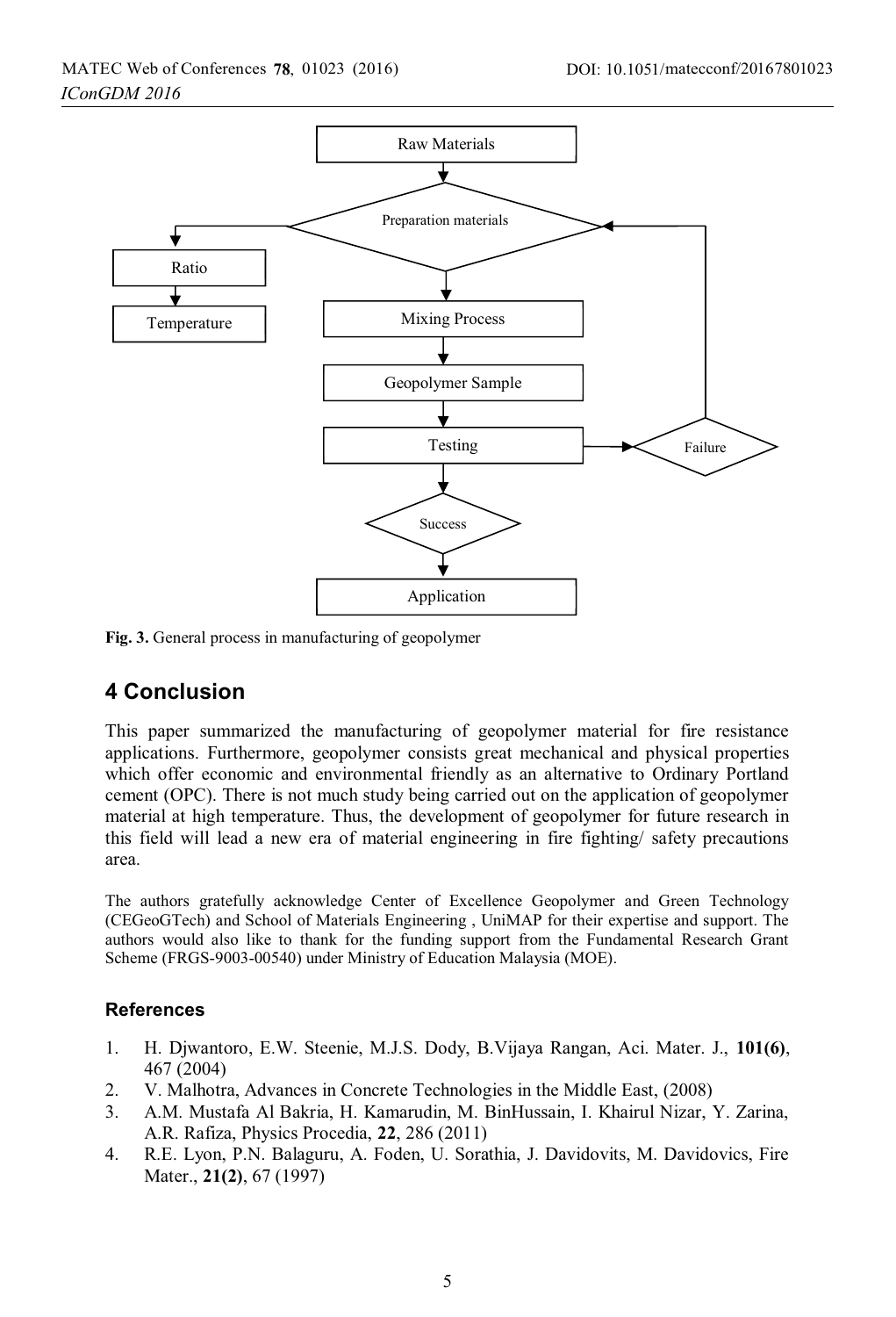Fig. 3. General process in manufacturing of geopolymer

## 4 Conclusion

This paper summarized the manufacturing of geopolymer material for fire resistance applications. Furthermore, geopolymer consists great mechanical and physical properties which offer economic and environmental friendly as an alternative to Ordinary Portland cement (OPC). There is not much study being carried out on the application of geopolymer material at high temperature. Thus, the development of geopolymer for future research in this field will lead a new era of material engineering in fire fighting/ safety precautions area.

The authors gratefully acknowledge Center of Excellence Geopolymer and Green Technology (CEGeoGTech) and School of Materials Engineering , UniMAP for their expertise and support. The authors would also like to thank for the funding support from the Fundamental Research Grant Scheme (FRGS-9003-00540) under Ministry of Education Malaysia (MOE).

### References

1. H. Djwantoro, E.W. Steenie, M.J.S. Dody, B.Vijaya Rangan, Aci. Mater. J., **101(6)**, 467 (2004)
2. V. Malhotra, Advances in Concrete Technologies in the Middle East, (2008)
3. A.M. Mustafa Al Bakria, H. Kamarudin, M. BinHussain, I. Khairul Nizar, Y. Zarina, A.R. Rafiza, Physics Procedia, **22**, 286 (2011)
4. R.E. Lyon, P.N. Balaguru, A. Foden, U. Sorathia, J. Davidovits, M. Davidovics, Fire Mater., **21(2)**, 67 (1997)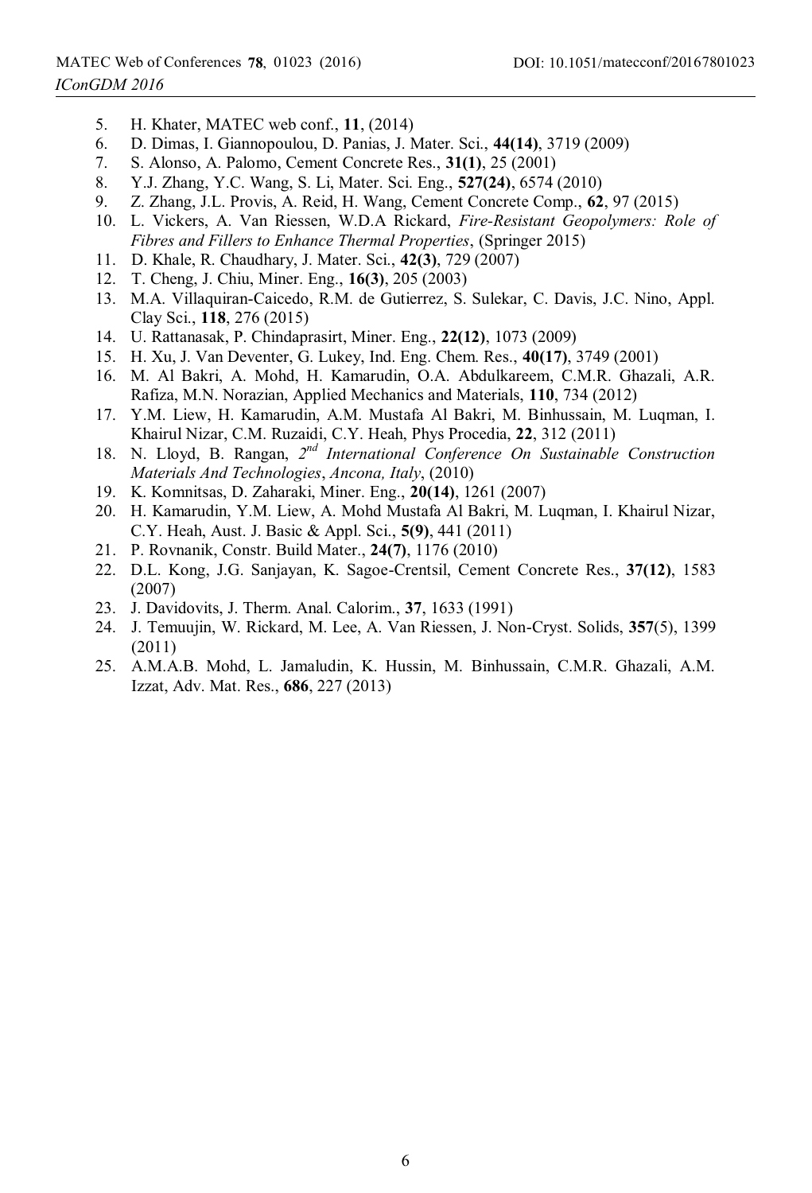5. H. Khater, MATEC web conf., **11**, (2014)
6. D. Dimas, I. Giannopoulou, D. Panias, J. Mater. Sci., **44(14)**, 3719 (2009)
7. S. Alonso, A. Palomo, Cement Concrete Res., **31(1)**, 25 (2001)
8. Y.J. Zhang, Y.C. Wang, S. Li, Mater. Sci. Eng., **527(24)**, 6574 (2010)
9. Z. Zhang, J.L. Provis, A. Reid, H. Wang, Cement Concrete Comp., **62**, 97 (2015)
10. L. Vickers, A. Van Riessen, W.D.A Rickard, *Fire-Resistant Geopolymers: Role of Fibres and Fillers to Enhance Thermal Properties*, (Springer 2015)
11. D. Khale, R. Chaudhary, J. Mater. Sci., **42(3)**, 729 (2007)
12. T. Cheng, J. Chiu, Miner. Eng., **16(3)**, 205 (2003)
13. M.A. Villaquiran-Caicedo, R.M. de Gutierrez, S. Sulekar, C. Davis, J.C. Nino, Appl. Clay Sci., **118**, 276 (2015)
14. U. Rattanasak, P. Chindaprasirt, Miner. Eng., **22(12)**, 1073 (2009)
15. H. Xu, J. Van Deventer, G. Lukey, Ind. Eng. Chem. Res., **40(17)**, 3749 (2001)
16. M. Al Bakri, A. Mohd, H. Kamarudin, O.A. Abdulkareem, C.M.R. Ghazali, A.R. Rafiza, M.N. Norazian, Applied Mechanics and Materials, **110**, 734 (2012)
17. Y.M. Liew, H. Kamarudin, A.M. Mustafa Al Bakri, M. Binhussain, M. Luqman, I. Khairul Nizar, C.M. Ruzaidi, C.Y. Heah, Phys Procedia, **22**, 312 (2011)
18. N. Lloyd, B. Rangan, *2nd International Conference On Sustainable Construction Materials And Technologies*, *Ancona, Italy*, (2010)
19. K. Komnitsas, D. Zaharaki, Miner. Eng., **20(14)**, 1261 (2007)
20. H. Kamarudin, Y.M. Liew, A. Mohd Mustafa Al Bakri, M. Luqman, I. Khairul Nizar, C.Y. Heah, Aust. J. Basic & Appl. Sci., **5(9)**, 441 (2011)
21. P. Rovnanik, Constr. Build Mater., **24(7)**, 1176 (2010)
22. D.L. Kong, J.G. Sanjayan, K. Sagoe-Crentsil, Cement Concrete Res., **37(12)**, 1583 (2007)
23. J. Davidovits, J. Therm. Anal. Calorim., **37**, 1633 (1991)
24. J. Temuujin, W. Rickard, M. Lee, A. Van Riessen, J. Non-Cryst. Solids, **357**(5), 1399 (2011)
25. A.M.A.B. Mohd, L. Jamaludin, K. Hussin, M. Binhussain, C.M.R. Ghazali, A.M. Izzat, Adv. Mat. Res., **686**, 227 (2013)